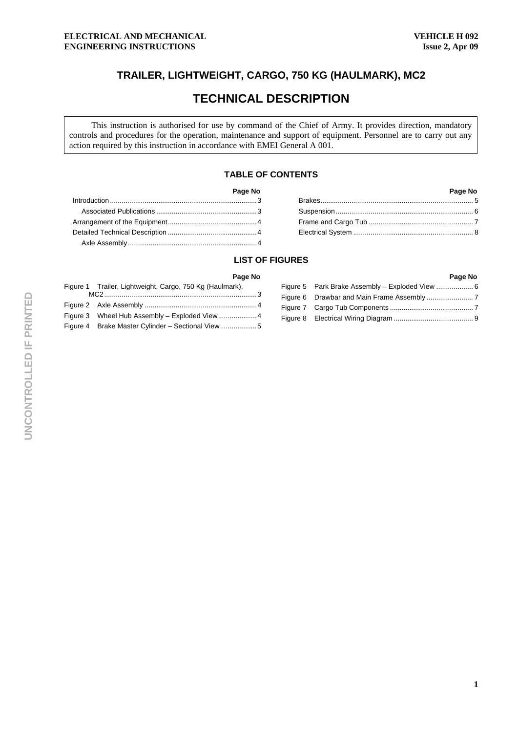ELECTRICAL AND MECHANICAL ENGINEERING INSTRUCTIONS

VEHICLE H 092
Issue 2, Apr 09

# TRAILER, LIGHTWEIGHT, CARGO, 750 KG (HAULMARK), MC2

# TECHNICAL DESCRIPTION

This instruction is authorised for use by command of the Chief of Army. It provides direction, mandatory controls and procedures for the operation, maintenance and support of equipment. Personnel are to carry out any action required by this instruction in accordance with EMEI General A 001.

## TABLE OF CONTENTS

| | Page No |
|---|---|
| Introduction | 3 |
| Associated Publications | 3 |
| Arrangement of the Equipment | 4 |
| Detailed Technical Description | 4 |
| Axle Assembly | 4 |
| Brakes | 5 |
| Suspension | 6 |
| Frame and Cargo Tub | 7 |
| Electrical System | 8 |

## LIST OF FIGURES

| | Page No |
|---|---|
| Figure 1 Trailer, Lightweight, Cargo, 750 Kg (Haulmark), MC2 | 3 |
| Figure 2 Axle Assembly | 4 |
| Figure 3 Wheel Hub Assembly – Exploded View | 4 |
| Figure 4 Brake Master Cylinder – Sectional View | 5 |
| Figure 5 Park Brake Assembly – Exploded View | 6 |
| Figure 6 Drawbar and Main Frame Assembly | 7 |
| Figure 7 Cargo Tub Components | 7 |
| Figure 8 Electrical Wiring Diagram | 9 |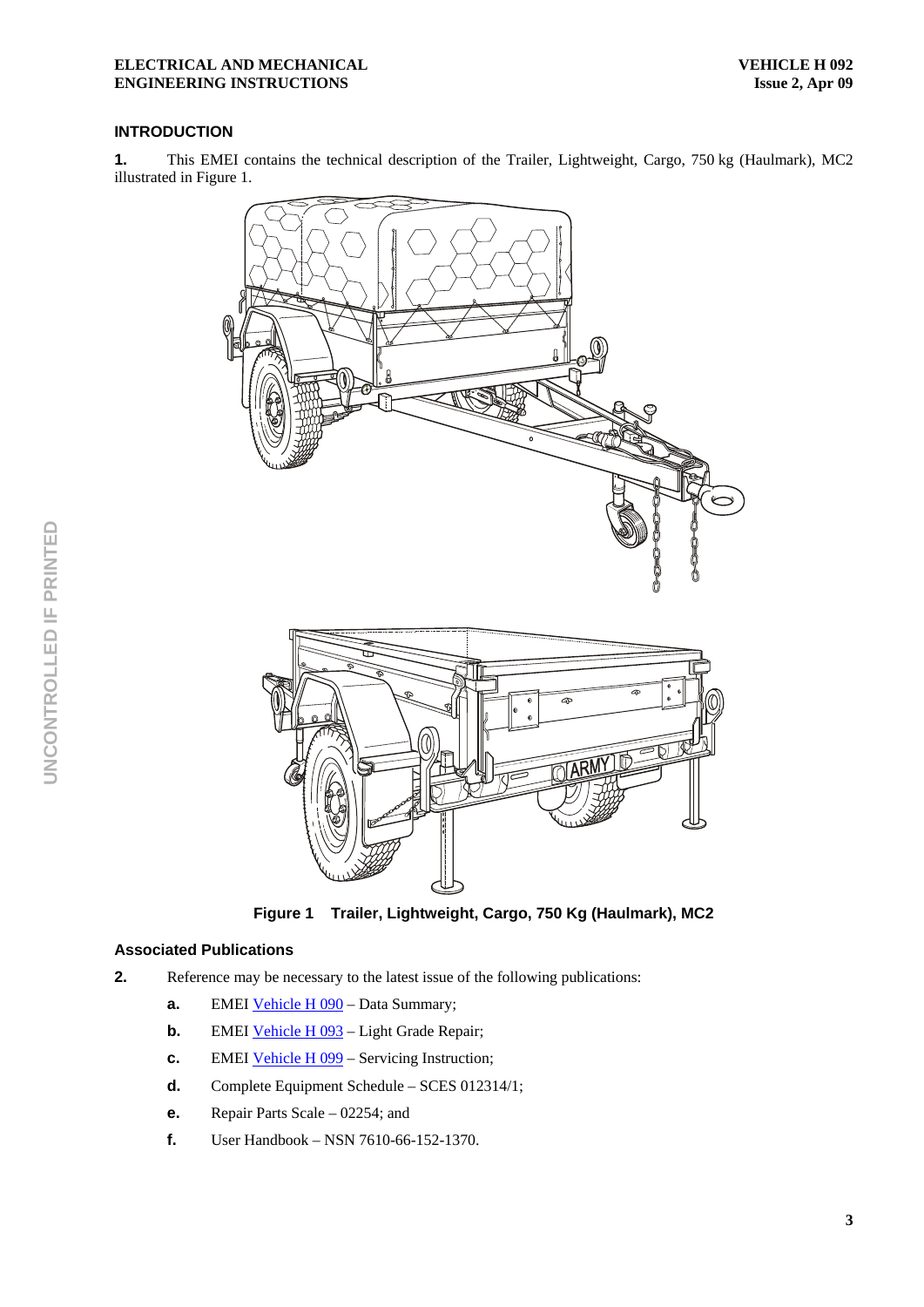## INTRODUCTION

**1.** This EMEI contains the technical description of the Trailer, Lightweight, Cargo, 750 kg (Haulmark), MC2 illustrated in Figure 1.

**Figure 1 Trailer, Lightweight, Cargo, 750 Kg (Haulmark), MC2**

### Associated Publications

**2.** Reference may be necessary to the latest issue of the following publications:

- **a.** EMEI Vehicle H 090 – Data Summary;
- **b.** EMEI Vehicle H 093 – Light Grade Repair;
- **c.** EMEI Vehicle H 099 – Servicing Instruction;
- **d.** Complete Equipment Schedule – SCES 012314/1;
- **e.** Repair Parts Scale – 02254; and
- **f.** User Handbook – NSN 7610-66-152-1370.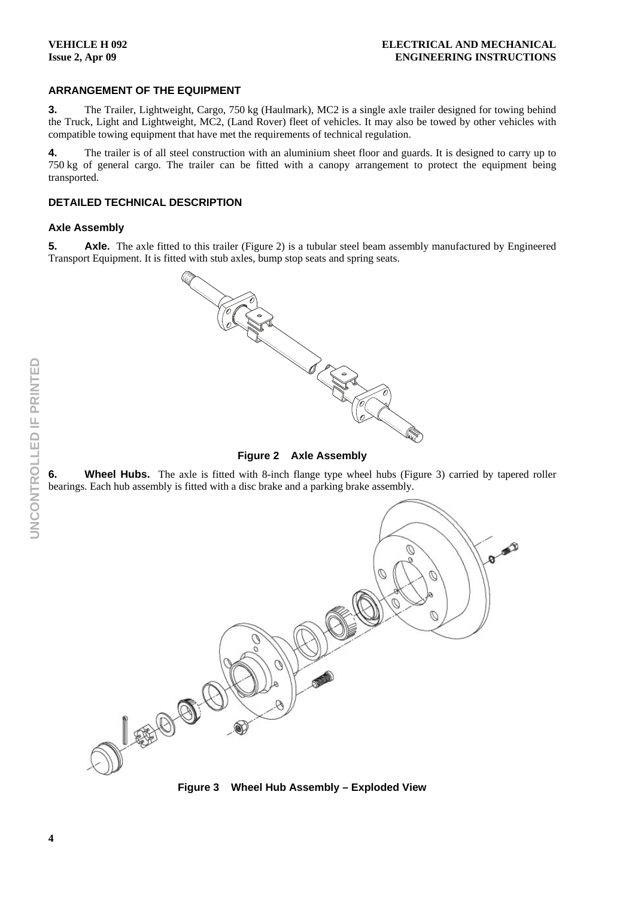## ARRANGEMENT OF THE EQUIPMENT

**3.** The Trailer, Lightweight, Cargo, 750 kg (Haulmark), MC2 is a single axle trailer designed for towing behind the Truck, Light and Lightweight, MC2, (Land Rover) fleet of vehicles. It may also be towed by other vehicles with compatible towing equipment that have met the requirements of technical regulation.

**4.** The trailer is of all steel construction with an aluminium sheet floor and guards. It is designed to carry up to 750 kg of general cargo. The trailer can be fitted with a canopy arrangement to protect the equipment being transported.

## DETAILED TECHNICAL DESCRIPTION

### Axle Assembly

**5.** **Axle.** The axle fitted to this trailer (Figure 2) is a tubular steel beam assembly manufactured by Engineered Transport Equipment. It is fitted with stub axles, bump stop seats and spring seats.

**Figure 2 Axle Assembly**

**6.** **Wheel Hubs.** The axle is fitted with 8-inch flange type wheel hubs (Figure 3) carried by tapered roller bearings. Each hub assembly is fitted with a disc brake and a parking brake assembly.

**Figure 3 Wheel Hub Assembly – Exploded View**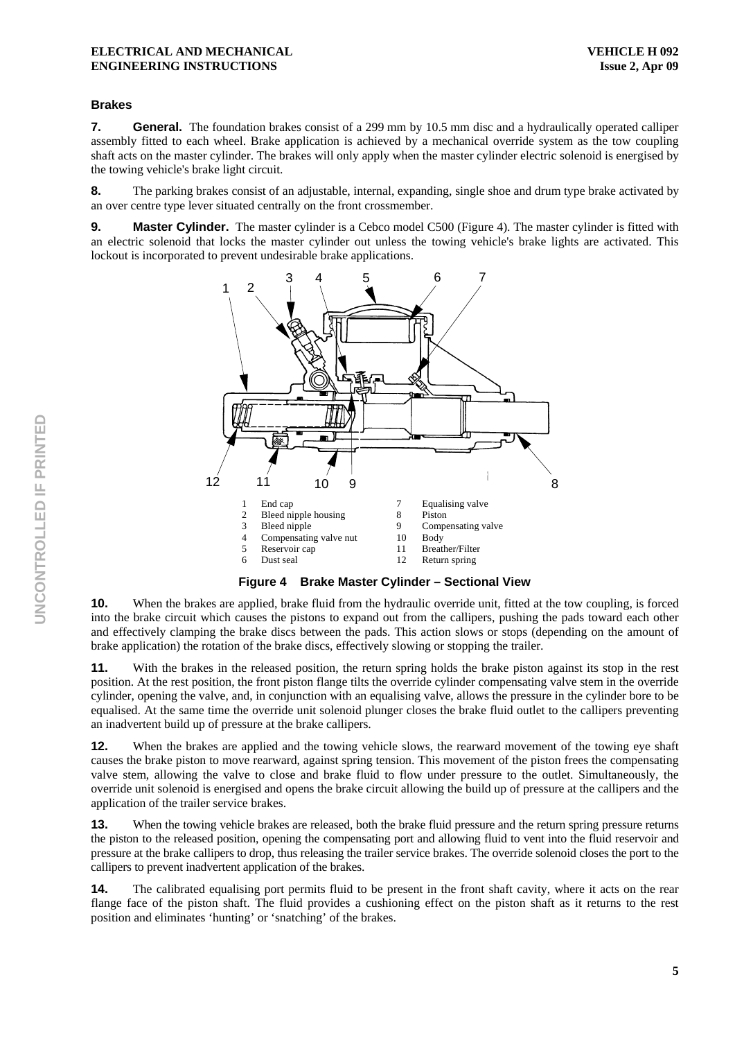## Brakes

**7. General.** The foundation brakes consist of a 299 mm by 10.5 mm disc and a hydraulically operated calliper assembly fitted to each wheel. Brake application is achieved by a mechanical override system as the tow coupling shaft acts on the master cylinder. The brakes will only apply when the master cylinder electric solenoid is energised by the towing vehicle's brake light circuit.

**8.** The parking brakes consist of an adjustable, internal, expanding, single shoe and drum type brake activated by an over centre type lever situated centrally on the front crossmember.

**9. Master Cylinder.** The master cylinder is a Cebco model C500 (Figure 4). The master cylinder is fitted with an electric solenoid that locks the master cylinder out unless the towing vehicle's brake lights are activated. This lockout is incorporated to prevent undesirable brake applications.

| | | | |
|---|---|---|---|
| 1 | End cap | 7 | Equalising valve |
| 2 | Bleed nipple housing | 8 | Piston |
| 3 | Bleed nipple | 9 | Compensating valve |
| 4 | Compensating valve nut | 10 | Body |
| 5 | Reservoir cap | 11 | Breather/Filter |
| 6 | Dust seal | 12 | Return spring |

**Figure 4 Brake Master Cylinder – Sectional View**

**10.** When the brakes are applied, brake fluid from the hydraulic override unit, fitted at the tow coupling, is forced into the brake circuit which causes the pistons to expand out from the callipers, pushing the pads toward each other and effectively clamping the brake discs between the pads. This action slows or stops (depending on the amount of brake application) the rotation of the brake discs, effectively slowing or stopping the trailer.

**11.** With the brakes in the released position, the return spring holds the brake piston against its stop in the rest position. At the rest position, the front piston flange tilts the override cylinder compensating valve stem in the override cylinder, opening the valve, and, in conjunction with an equalising valve, allows the pressure in the cylinder bore to be equalised. At the same time the override unit solenoid plunger closes the brake fluid outlet to the callipers preventing an inadvertent build up of pressure at the brake callipers.

**12.** When the brakes are applied and the towing vehicle slows, the rearward movement of the towing eye shaft causes the brake piston to move rearward, against spring tension. This movement of the piston frees the compensating valve stem, allowing the valve to close and brake fluid to flow under pressure to the outlet. Simultaneously, the override unit solenoid is energised and opens the brake circuit allowing the build up of pressure at the callipers and the application of the trailer service brakes.

**13.** When the towing vehicle brakes are released, both the brake fluid pressure and the return spring pressure returns the piston to the released position, opening the compensating port and allowing fluid to vent into the fluid reservoir and pressure at the brake callipers to drop, thus releasing the trailer service brakes. The override solenoid closes the port to the callipers to prevent inadvertent application of the brakes.

**14.** The calibrated equalising port permits fluid to be present in the front shaft cavity, where it acts on the rear flange face of the piston shaft. The fluid provides a cushioning effect on the piston shaft as it returns to the rest position and eliminates 'hunting' or 'snatching' of the brakes.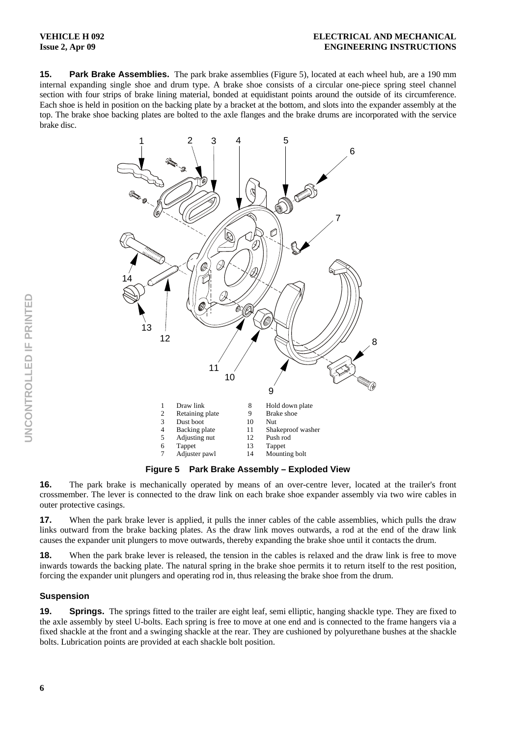**15. Park Brake Assemblies.** The park brake assemblies (Figure 5), located at each wheel hub, are a 190 mm internal expanding single shoe and drum type. A brake shoe consists of a circular one-piece spring steel channel section with four strips of brake lining material, bonded at equidistant points around the outside of its circumference. Each shoe is held in position on the backing plate by a bracket at the bottom, and slots into the expander assembly at the top. The brake shoe backing plates are bolted to the axle flanges and the brake drums are incorporated with the service brake disc.

| | | | |
|---|---|---|---|
| 1 | Draw link | 8 | Hold down plate |
| 2 | Retaining plate | 9 | Brake shoe |
| 3 | Dust boot | 10 | Nut |
| 4 | Backing plate | 11 | Shakeproof washer |
| 5 | Adjusting nut | 12 | Push rod |
| 6 | Tappet | 13 | Tappet |
| 7 | Adjuster pawl | 14 | Mounting bolt |

**Figure 5 Park Brake Assembly – Exploded View**

**16.** The park brake is mechanically operated by means of an over-centre lever, located at the trailer's front crossmember. The lever is connected to the draw link on each brake shoe expander assembly via two wire cables in outer protective casings.

**17.** When the park brake lever is applied, it pulls the inner cables of the cable assemblies, which pulls the draw links outward from the brake backing plates. As the draw link moves outwards, a rod at the end of the draw link causes the expander unit plungers to move outwards, thereby expanding the brake shoe until it contacts the drum.

**18.** When the park brake lever is released, the tension in the cables is relaxed and the draw link is free to move inwards towards the backing plate. The natural spring in the brake shoe permits it to return itself to the rest position, forcing the expander unit plungers and operating rod in, thus releasing the brake shoe from the drum.

### Suspension

**19. Springs.** The springs fitted to the trailer are eight leaf, semi elliptic, hanging shackle type. They are fixed to the axle assembly by steel U-bolts. Each spring is free to move at one end and is connected to the frame hangers via a fixed shackle at the front and a swinging shackle at the rear. They are cushioned by polyurethane bushes at the shackle bolts. Lubrication points are provided at each shackle bolt position.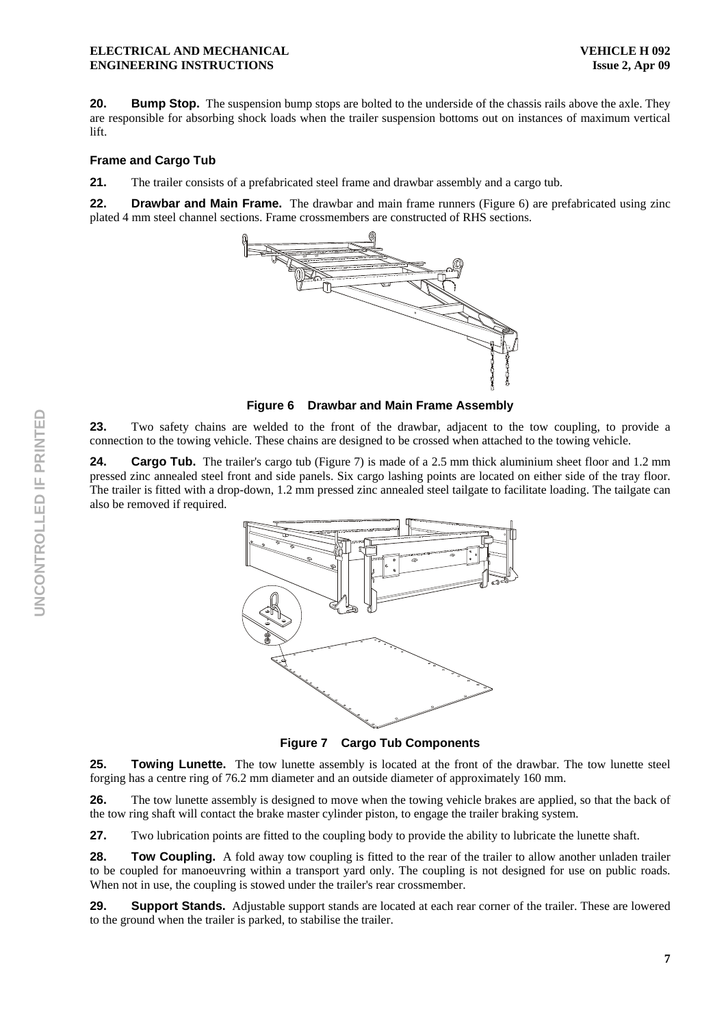**20. Bump Stop.** The suspension bump stops are bolted to the underside of the chassis rails above the axle. They are responsible for absorbing shock loads when the trailer suspension bottoms out on instances of maximum vertical lift.

### Frame and Cargo Tub

**21.** The trailer consists of a prefabricated steel frame and drawbar assembly and a cargo tub.

**22. Drawbar and Main Frame.** The drawbar and main frame runners (Figure 6) are prefabricated using zinc plated 4 mm steel channel sections. Frame crossmembers are constructed of RHS sections.

**Figure 6 Drawbar and Main Frame Assembly**

**23.** Two safety chains are welded to the front of the drawbar, adjacent to the tow coupling, to provide a connection to the towing vehicle. These chains are designed to be crossed when attached to the towing vehicle.

**24. Cargo Tub.** The trailer's cargo tub (Figure 7) is made of a 2.5 mm thick aluminium sheet floor and 1.2 mm pressed zinc annealed steel front and side panels. Six cargo lashing points are located on either side of the tray floor. The trailer is fitted with a drop-down, 1.2 mm pressed zinc annealed steel tailgate to facilitate loading. The tailgate can also be removed if required.

**Figure 7 Cargo Tub Components**

**25. Towing Lunette.** The tow lunette assembly is located at the front of the drawbar. The tow lunette steel forging has a centre ring of 76.2 mm diameter and an outside diameter of approximately 160 mm.

**26.** The tow lunette assembly is designed to move when the towing vehicle brakes are applied, so that the back of the tow ring shaft will contact the brake master cylinder piston, to engage the trailer braking system.

**27.** Two lubrication points are fitted to the coupling body to provide the ability to lubricate the lunette shaft.

**28. Tow Coupling.** A fold away tow coupling is fitted to the rear of the trailer to allow another unladen trailer to be coupled for manoeuvring within a transport yard only. The coupling is not designed for use on public roads. When not in use, the coupling is stowed under the trailer's rear crossmember.

**29. Support Stands.** Adjustable support stands are located at each rear corner of the trailer. These are lowered to the ground when the trailer is parked, to stabilise the trailer.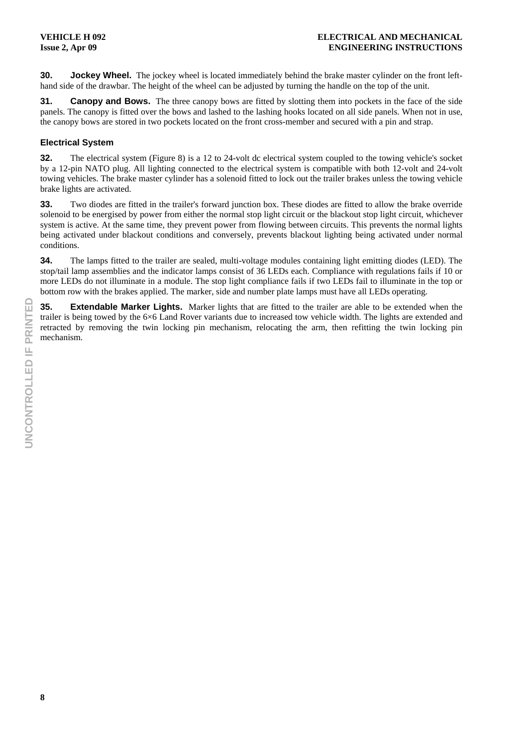**30. Jockey Wheel.** The jockey wheel is located immediately behind the brake master cylinder on the front left-hand side of the drawbar. The height of the wheel can be adjusted by turning the handle on the top of the unit.

**31. Canopy and Bows.** The three canopy bows are fitted by slotting them into pockets in the face of the side panels. The canopy is fitted over the bows and lashed to the lashing hooks located on all side panels. When not in use, the canopy bows are stored in two pockets located on the front cross-member and secured with a pin and strap.

### Electrical System

**32.** The electrical system (Figure 8) is a 12 to 24-volt dc electrical system coupled to the towing vehicle's socket by a 12-pin NATO plug. All lighting connected to the electrical system is compatible with both 12-volt and 24-volt towing vehicles. The brake master cylinder has a solenoid fitted to lock out the trailer brakes unless the towing vehicle brake lights are activated.

**33.** Two diodes are fitted in the trailer's forward junction box. These diodes are fitted to allow the brake override solenoid to be energised by power from either the normal stop light circuit or the blackout stop light circuit, whichever system is active. At the same time, they prevent power from flowing between circuits. This prevents the normal lights being activated under blackout conditions and conversely, prevents blackout lighting being activated under normal conditions.

**34.** The lamps fitted to the trailer are sealed, multi-voltage modules containing light emitting diodes (LED). The stop/tail lamp assemblies and the indicator lamps consist of 36 LEDs each. Compliance with regulations fails if 10 or more LEDs do not illuminate in a module. The stop light compliance fails if two LEDs fail to illuminate in the top or bottom row with the brakes applied. The marker, side and number plate lamps must have all LEDs operating.

**35. Extendable Marker Lights.** Marker lights that are fitted to the trailer are able to be extended when the trailer is being towed by the 6×6 Land Rover variants due to increased tow vehicle width. The lights are extended and retracted by removing the twin locking pin mechanism, relocating the arm, then refitting the twin locking pin mechanism.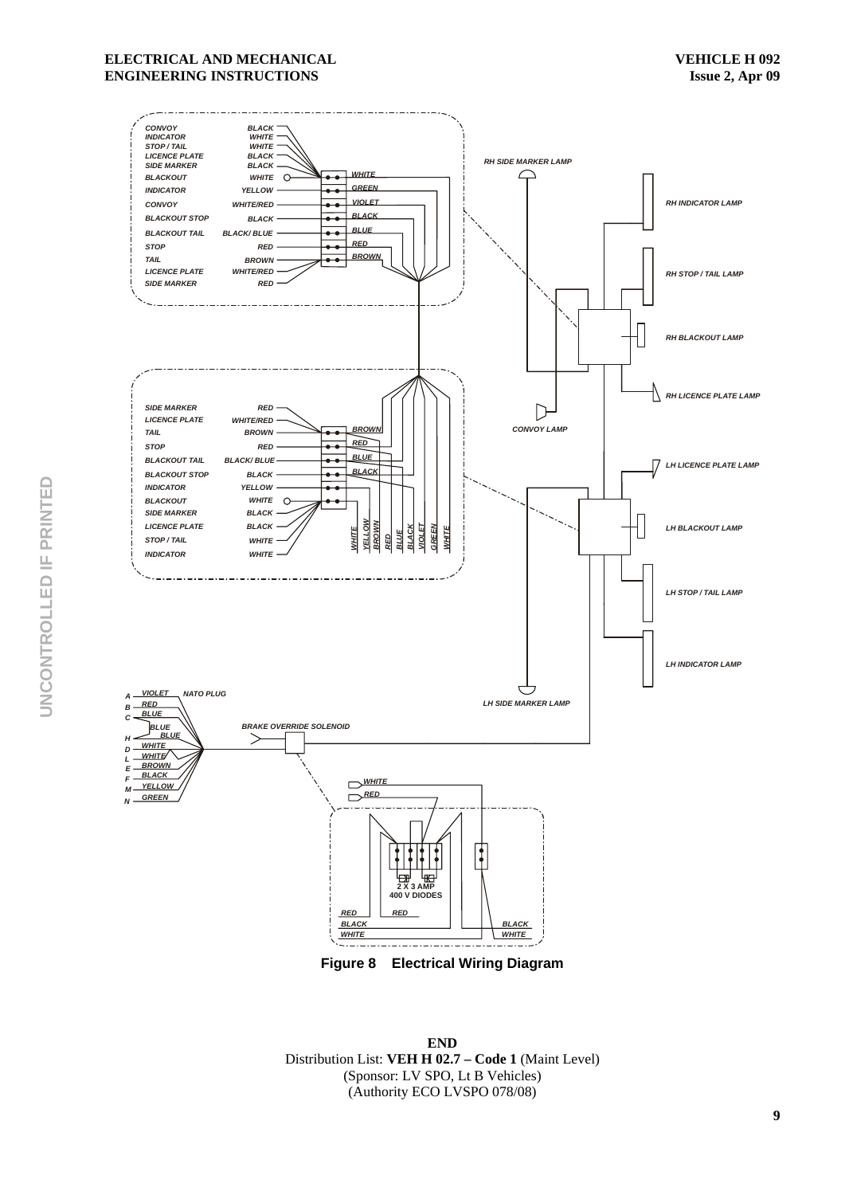CONVOY
INDICATOR
STOP / TAIL
LICENCE PLATE
SIDE MARKER
BLACKOUT
INDICATOR
CONVOY
BLACKOUT STOP
BLACKOUT TAIL
STOP
TAIL
LICENCE PLATE
SIDE MARKER

BLACK
WHITE
WHITE
BLACK
BLACK
WHITE
YELLOW
WHITE/RED
BLACK
BLACK/ BLUE
RED
BROWN
WHITE/RED
RED

WHITE
GREEN
VIOLET
BLACK
BLUE
RED
BROWN

RH SIDE MARKER LAMP
RH INDICATOR LAMP
RH STOP / TAIL LAMP
RH BLACKOUT LAMP
RH LICENCE PLATE LAMP
CONVOY LAMP
LH LICENCE PLATE LAMP
LH BLACKOUT LAMP
LH STOP / TAIL LAMP
LH INDICATOR LAMP
LH SIDE MARKER LAMP

SIDE MARKER
LICENCE PLATE
TAIL
STOP
BLACKOUT TAIL
BLACKOUT STOP
INDICATOR
BLACKOUT
SIDE MARKER
LICENCE PLATE
STOP / TAIL
INDICATOR

RED
WHITE/RED
BROWN
RED
BLACK/ BLUE
BLACK
YELLOW
WHITE
BLACK
BLACK
WHITE
WHITE

BROWN
RED
BLUE
BLACK

WHITE YELLOW BROWN RED BLUE BLACK VIOLET GREEN WHITE

NATO PLUG
A VIOLET
B RED
C BLUE
H BLUE
BLUE
D WHITE
L WHITE
E BROWN
F BLACK
M YELLOW
N GREEN

BRAKE OVERRIDE SOLENOID

WHITE
RED

2 X 3 AMP
400 V DIODES

RED
BLACK
WHITE
RED
BLACK
WHITE

**Figure 8 Electrical Wiring Diagram**

**END**

Distribution List: **VEH H 02.7 – Code 1** (Maint Level)
(Sponsor: LV SPO, Lt B Vehicles)
(Authority ECO LVSPO 078/08)